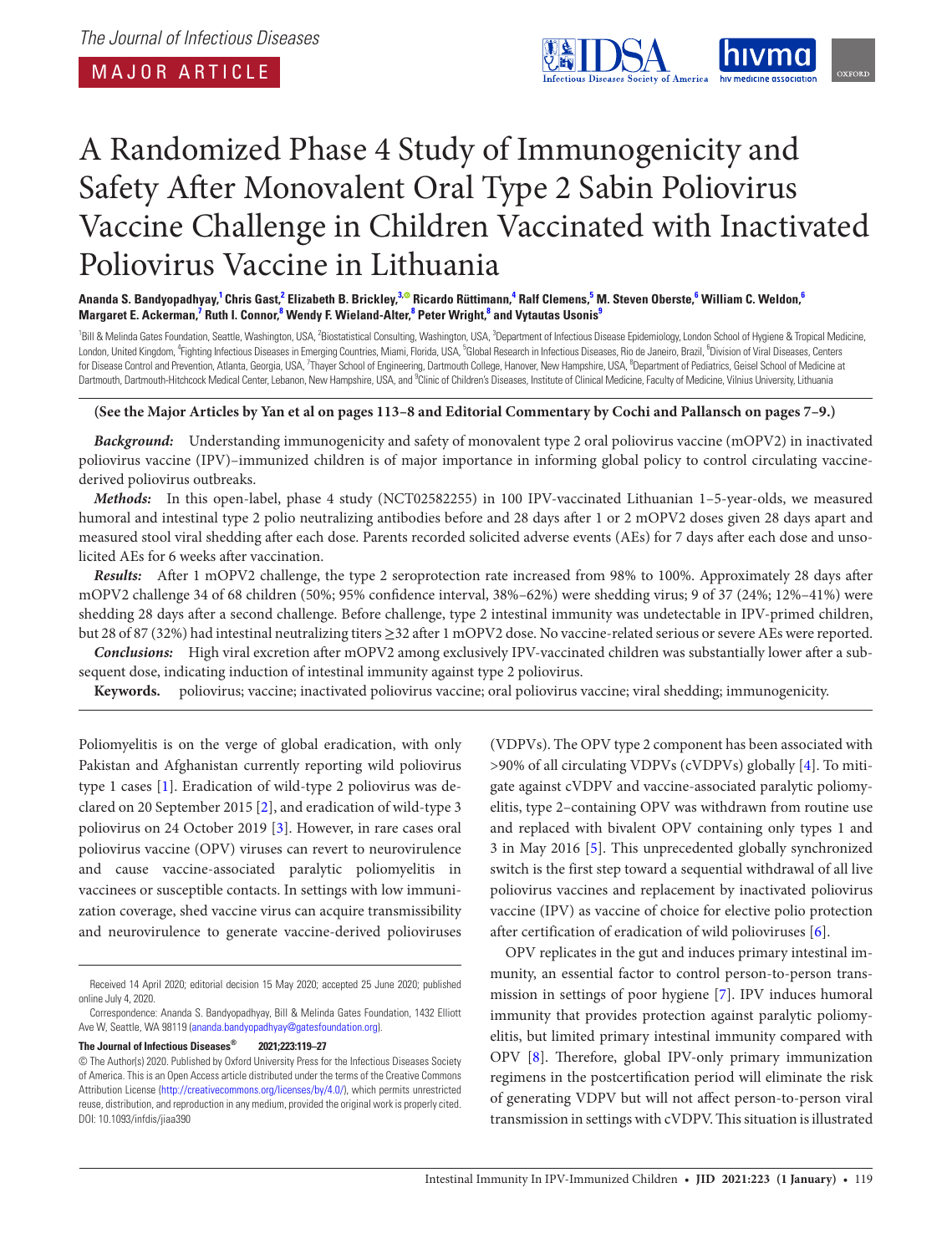*The Journal of Infectious Diseases*

MAJOR ARTICLE

# A Randomized Phase 4 Study of Immunogenicity and Safety After Monovalent Oral Type 2 Sabin Poliovirus Vaccine Challenge in Children Vaccinated with Inactivated Poliovirus Vaccine in Lithuania

**Ananda S. Bandyopadhyay,[1] Chris Gast,[2] Elizabeth B. Brickley,[3] Ricardo Rüttimann,[4] Ralf Clemens,[5] M. Steven Oberste,[6] William C. Weldon,[6] Margaret E. Ackerman,[7] Ruth I. Connor,[8] Wendy F. Wieland-Alter,[8] Peter Wright,[8] and Vytautas Usonis[9]**

[1]Bill & Melinda Gates Foundation, Seattle, Washington, USA, [2]Biostatistical Consulting, Washington, USA, [3]Department of Infectious Disease Epidemiology, London School of Hygiene & Tropical Medicine, London, United Kingdom, [4]Fighting Infectious Diseases in Emerging Countries, Miami, Florida, USA, [5]Global Research in Infectious Diseases, Rio de Janeiro, Brazil, [6]Division of Viral Diseases, Centers for Disease Control and Prevention, Atlanta, Georgia, USA, [7]Thayer School of Engineering, Dartmouth College, Hanover, New Hampshire, USA, [8]Department of Pediatrics, Geisel School of Medicine at Dartmouth, Dartmouth-Hitchcock Medical Center, Lebanon, New Hampshire, USA, and [9]Clinic of Children's Diseases, Institute of Clinical Medicine, Faculty of Medicine, Vilnius University, Lithuania

**(See the Major Articles by Yan et al on pages 113–8 and Editorial Commentary by Cochi and Pallansch on pages 7–9.)**

***Background:*** Understanding immunogenicity and safety of monovalent type 2 oral poliovirus vaccine (mOPV2) in inactivated poliovirus vaccine (IPV)–immunized children is of major importance in informing global policy to control circulating vaccine-derived poliovirus outbreaks.

***Methods:*** In this open-label, phase 4 study (NCT02582255) in 100 IPV-vaccinated Lithuanian 1–5-year-olds, we measured humoral and intestinal type 2 polio neutralizing antibodies before and 28 days after 1 or 2 mOPV2 doses given 28 days apart and measured stool viral shedding after each dose. Parents recorded solicited adverse events (AEs) for 7 days after each dose and unsolicited AEs for 6 weeks after vaccination.

***Results:*** After 1 mOPV2 challenge, the type 2 seroprotection rate increased from 98% to 100%. Approximately 28 days after mOPV2 challenge 34 of 68 children (50%; 95% confidence interval, 38%–62%) were shedding virus; 9 of 37 (24%; 12%–41%) were shedding 28 days after a second challenge. Before challenge, type 2 intestinal immunity was undetectable in IPV-primed children, but 28 of 87 (32%) had intestinal neutralizing titers ≥32 after 1 mOPV2 dose. No vaccine-related serious or severe AEs were reported.

***Conclusions:*** High viral excretion after mOPV2 among exclusively IPV-vaccinated children was substantially lower after a subsequent dose, indicating induction of intestinal immunity against type 2 poliovirus.

**Keywords.** poliovirus; vaccine; inactivated poliovirus vaccine; oral poliovirus vaccine; viral shedding; immunogenicity.

Poliomyelitis is on the verge of global eradication, with only Pakistan and Afghanistan currently reporting wild poliovirus type 1 cases [1]. Eradication of wild-type 2 poliovirus was declared on 20 September 2015 [2], and eradication of wild-type 3 poliovirus on 24 October 2019 [3]. However, in rare cases oral poliovirus vaccine (OPV) viruses can revert to neurovirulence and cause vaccine-associated paralytic poliomyelitis in vaccinees or susceptible contacts. In settings with low immunization coverage, shed vaccine virus can acquire transmissibility and neurovirulence to generate vaccine-derived polioviruses (VDPVs). The OPV type 2 component has been associated with >90% of all circulating VDPVs (cVDPVs) globally [4]. To mitigate against cVDPV and vaccine-associated paralytic poliomyelitis, type 2–containing OPV was withdrawn from routine use and replaced with bivalent OPV containing only types 1 and 3 in May 2016 [5]. This unprecedented globally synchronized switch is the first step toward a sequential withdrawal of all live poliovirus vaccines and replacement by inactivated poliovirus vaccine (IPV) as vaccine of choice for elective polio protection after certification of eradication of wild polioviruses [6].

OPV replicates in the gut and induces primary intestinal immunity, an essential factor to control person-to-person transmission in settings of poor hygiene [7]. IPV induces humoral immunity that provides protection against paralytic poliomyelitis, but limited primary intestinal immunity compared with OPV [8]. Therefore, global IPV-only primary immunization regimens in the postcertification period will eliminate the risk of generating VDPV but will not affect person-to-person viral transmission in settings with cVDPV. This situation is illustrated

Received 14 April 2020; editorial decision 15 May 2020; accepted 25 June 2020; published online July 4, 2020.

Correspondence: Ananda S. Bandyopadhyay, Bill & Melinda Gates Foundation, 1432 Elliott Ave W, Seattle, WA 98119 (ananda.bandyopadhyay@gatesfoundation.org).

**The Journal of Infectious Diseases® 2021;223:119–27**

© The Author(s) 2020. Published by Oxford University Press for the Infectious Diseases Society of America. This is an Open Access article distributed under the terms of the Creative Commons Attribution License (http://creativecommons.org/licenses/by/4.0/), which permits unrestricted reuse, distribution, and reproduction in any medium, provided the original work is properly cited.
DOI: 10.1093/infdis/jiaa390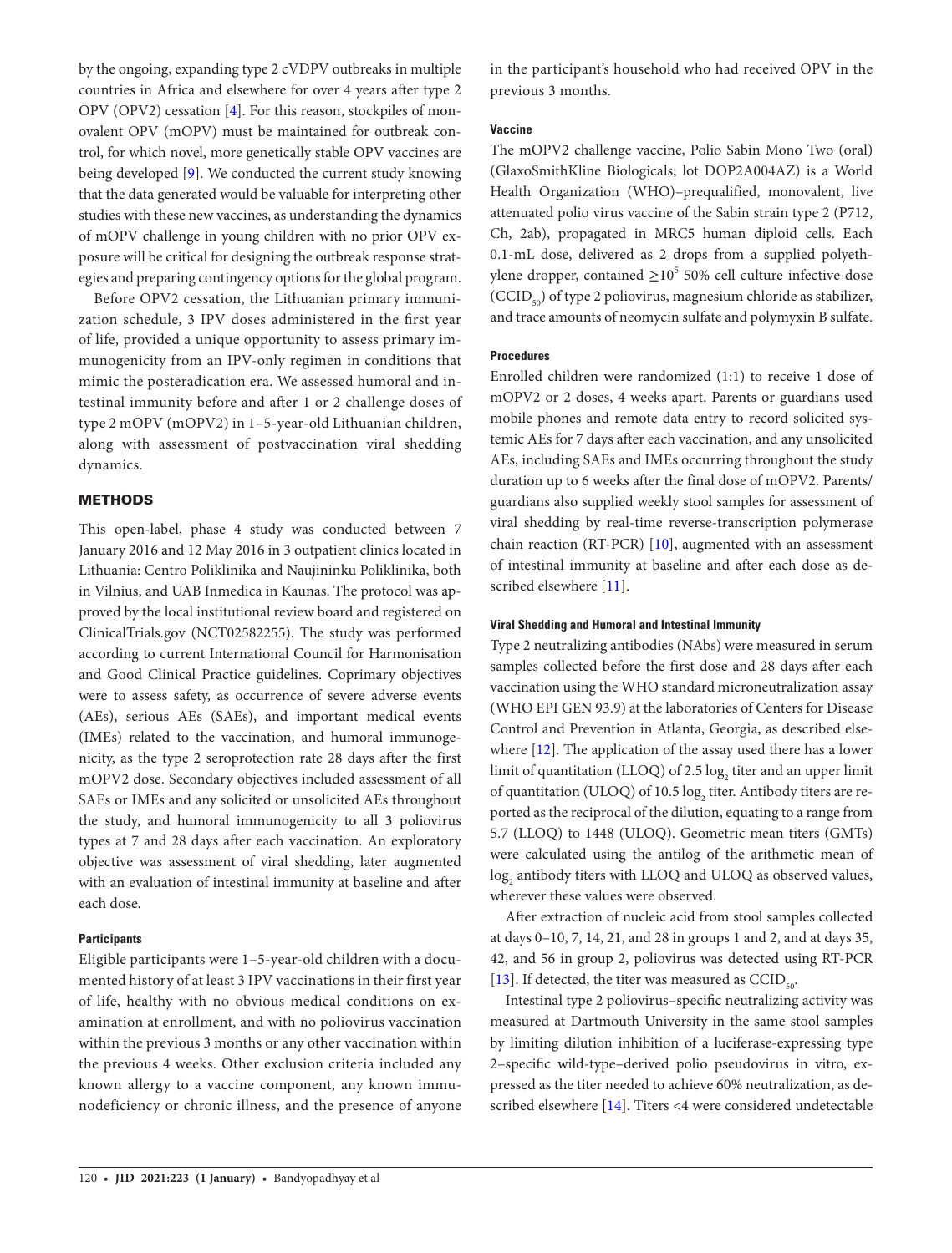by the ongoing, expanding type 2 cVDPV outbreaks in multiple countries in Africa and elsewhere for over 4 years after type 2 OPV (OPV2) cessation [4]. For this reason, stockpiles of monovalent OPV (mOPV) must be maintained for outbreak control, for which novel, more genetically stable OPV vaccines are being developed [9]. We conducted the current study knowing that the data generated would be valuable for interpreting other studies with these new vaccines, as understanding the dynamics of mOPV challenge in young children with no prior OPV exposure will be critical for designing the outbreak response strategies and preparing contingency options for the global program.

Before OPV2 cessation, the Lithuanian primary immunization schedule, 3 IPV doses administered in the first year of life, provided a unique opportunity to assess primary immunogenicity from an IPV-only regimen in conditions that mimic the posteradication era. We assessed humoral and intestinal immunity before and after 1 or 2 challenge doses of type 2 mOPV (mOPV2) in 1–5-year-old Lithuanian children, along with assessment of postvaccination viral shedding dynamics.

## METHODS

This open-label, phase 4 study was conducted between 7 January 2016 and 12 May 2016 in 3 outpatient clinics located in Lithuania: Centro Poliklinika and Naujininku Poliklinika, both in Vilnius, and UAB Inmedica in Kaunas. The protocol was approved by the local institutional review board and registered on ClinicalTrials.gov (NCT02582255). The study was performed according to current International Council for Harmonisation and Good Clinical Practice guidelines. Coprimary objectives were to assess safety, as occurrence of severe adverse events (AEs), serious AEs (SAEs), and important medical events (IMEs) related to the vaccination, and humoral immunogenicity, as the type 2 seroprotection rate 28 days after the first mOPV2 dose. Secondary objectives included assessment of all SAEs or IMEs and any solicited or unsolicited AEs throughout the study, and humoral immunogenicity to all 3 poliovirus types at 7 and 28 days after each vaccination. An exploratory objective was assessment of viral shedding, later augmented with an evaluation of intestinal immunity at baseline and after each dose.

### Participants

Eligible participants were 1–5-year-old children with a documented history of at least 3 IPV vaccinations in their first year of life, healthy with no obvious medical conditions on examination at enrollment, and with no poliovirus vaccination within the previous 3 months or any other vaccination within the previous 4 weeks. Other exclusion criteria included any known allergy to a vaccine component, any known immunodeficiency or chronic illness, and the presence of anyone in the participant's household who had received OPV in the previous 3 months.

### Vaccine

The mOPV2 challenge vaccine, Polio Sabin Mono Two (oral) (GlaxoSmithKline Biologicals; lot DOP2A004AZ) is a World Health Organization (WHO)–prequalified, monovalent, live attenuated polio virus vaccine of the Sabin strain type 2 (P712, Ch, 2ab), propagated in MRC5 human diploid cells. Each 0.1-mL dose, delivered as 2 drops from a supplied polyethylene dropper, contained $\geq 10^5$ 50% cell culture infective dose ($CCID_{50}$) of type 2 poliovirus, magnesium chloride as stabilizer, and trace amounts of neomycin sulfate and polymyxin B sulfate.

### Procedures

Enrolled children were randomized (1:1) to receive 1 dose of mOPV2 or 2 doses, 4 weeks apart. Parents or guardians used mobile phones and remote data entry to record solicited systemic AEs for 7 days after each vaccination, and any unsolicited AEs, including SAEs and IMEs occurring throughout the study duration up to 6 weeks after the final dose of mOPV2. Parents/guardians also supplied weekly stool samples for assessment of viral shedding by real-time reverse-transcription polymerase chain reaction (RT-PCR) [10], augmented with an assessment of intestinal immunity at baseline and after each dose as described elsewhere [11].

### Viral Shedding and Humoral and Intestinal Immunity

Type 2 neutralizing antibodies (NAbs) were measured in serum samples collected before the first dose and 28 days after each vaccination using the WHO standard microneutralization assay (WHO EPI GEN 93.9) at the laboratories of Centers for Disease Control and Prevention in Atlanta, Georgia, as described elsewhere [12]. The application of the assay used there has a lower limit of quantitation (LLOQ) of 2.5 $\log_2$ titer and an upper limit of quantitation (ULOQ) of 10.5 $\log_2$ titer. Antibody titers are reported as the reciprocal of the dilution, equating to a range from 5.7 (LLOQ) to 1448 (ULOQ). Geometric mean titers (GMTs) were calculated using the antilog of the arithmetic mean of $\log_2$ antibody titers with LLOQ and ULOQ as observed values, wherever these values were observed.

After extraction of nucleic acid from stool samples collected at days 0–10, 7, 14, 21, and 28 in groups 1 and 2, and at days 35, 42, and 56 in group 2, poliovirus was detected using RT-PCR [13]. If detected, the titer was measured as $CCID_{50}$.

Intestinal type 2 poliovirus–specific neutralizing activity was measured at Dartmouth University in the same stool samples by limiting dilution inhibition of a luciferase-expressing type 2–specific wild-type–derived polio pseudovirus in vitro, expressed as the titer needed to achieve 60% neutralization, as described elsewhere [14]. Titers <4 were considered undetectable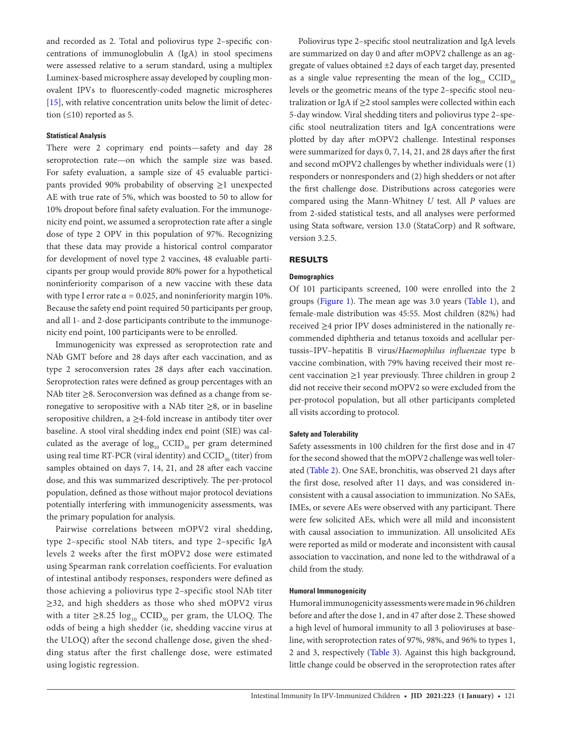and recorded as 2. Total and poliovirus type 2–specific concentrations of immunoglobulin A (IgA) in stool specimens were assessed relative to a serum standard, using a multiplex Luminex-based microsphere assay developed by coupling monovalent IPVs to fluorescently-coded magnetic microspheres [15], with relative concentration units below the limit of detection (≤10) reported as 5.

#### Statistical Analysis

There were 2 coprimary end points—safety and day 28 seroprotection rate—on which the sample size was based. For safety evaluation, a sample size of 45 evaluable participants provided 90% probability of observing ≥1 unexpected AE with true rate of 5%, which was boosted to 50 to allow for 10% dropout before final safety evaluation. For the immunogenicity end point, we assumed a seroprotection rate after a single dose of type 2 OPV in this population of 97%. Recognizing that these data may provide a historical control comparator for development of novel type 2 vaccines, 48 evaluable participants per group would provide 80% power for a hypothetical noninferiority comparison of a new vaccine with these data with type I error rate $\alpha = 0.025$, and noninferiority margin 10%. Because the safety end point required 50 participants per group, and all 1- and 2-dose participants contribute to the immunogenicity end point, 100 participants were to be enrolled.

Immunogenicity was expressed as seroprotection rate and NAb GMT before and 28 days after each vaccination, and as type 2 seroconversion rates 28 days after each vaccination. Seroprotection rates were defined as group percentages with an NAb titer ≥8. Seroconversion was defined as a change from seronegative to seropositive with a NAb titer ≥8, or in baseline seropositive children, a ≥4-fold increase in antibody titer over baseline. A stool viral shedding index end point (SIE) was calculated as the average of $\log_{10}$ $CCID_{50}$ per gram determined using real time RT-PCR (viral identity) and $CCID_{50}$ (titer) from samples obtained on days 7, 14, 21, and 28 after each vaccine dose, and this was summarized descriptively. The per-protocol population, defined as those without major protocol deviations potentially interfering with immunogenicity assessments, was the primary population for analysis.

Pairwise correlations between mOPV2 viral shedding, type 2–specific stool NAb titers, and type 2–specific IgA levels 2 weeks after the first mOPV2 dose were estimated using Spearman rank correlation coefficients. For evaluation of intestinal antibody responses, responders were defined as those achieving a poliovirus type 2–specific stool NAb titer ≥32, and high shedders as those who shed mOPV2 virus with a titer ≥8.25 $\log_{10}$ $CCID_{50}$ per gram, the ULOQ. The odds of being a high shedder (ie, shedding vaccine virus at the ULOQ) after the second challenge dose, given the shedding status after the first challenge dose, were estimated using logistic regression.

Poliovirus type 2–specific stool neutralization and IgA levels are summarized on day 0 and after mOPV2 challenge as an aggregate of values obtained ±2 days of each target day, presented as a single value representing the mean of the $\log_{10}$ $CCID_{50}$ levels or the geometric means of the type 2–specific stool neutralization or IgA if ≥2 stool samples were collected within each 5-day window. Viral shedding titers and poliovirus type 2–specific stool neutralization titers and IgA concentrations were plotted by day after mOPV2 challenge. Intestinal responses were summarized for days 0, 7, 14, 21, and 28 days after the first and second mOPV2 challenges by whether individuals were (1) responders or nonresponders and (2) high shedders or not after the first challenge dose. Distributions across categories were compared using the Mann-Whitney *U* test. All *P* values are from 2-sided statistical tests, and all analyses were performed using Stata software, version 13.0 (StataCorp) and R software, version 3.2.5.

## RESULTS

#### Demographics

Of 101 participants screened, 100 were enrolled into the 2 groups (Figure 1). The mean age was 3.0 years (Table 1), and female-male distribution was 45:55. Most children (82%) had received ≥4 prior IPV doses administered in the nationally recommended diphtheria and tetanus toxoids and acellular pertussis–IPV–hepatitis B virus/*Haemophilus influenzae* type b vaccine combination, with 79% having received their most recent vaccination ≥1 year previously. Three children in group 2 did not receive their second mOPV2 so were excluded from the per-protocol population, but all other participants completed all visits according to protocol.

#### Safety and Tolerability

Safety assessments in 100 children for the first dose and in 47 for the second showed that the mOPV2 challenge was well tolerated (Table 2). One SAE, bronchitis, was observed 21 days after the first dose, resolved after 11 days, and was considered inconsistent with a causal association to immunization. No SAEs, IMEs, or severe AEs were observed with any participant. There were few solicited AEs, which were all mild and inconsistent with causal association to immunization. All unsolicited AEs were reported as mild or moderate and inconsistent with causal association to vaccination, and none led to the withdrawal of a child from the study.

#### Humoral Immunogenicity

Humoral immunogenicity assessments were made in 96 children before and after the dose 1, and in 47 after dose 2. These showed a high level of humoral immunity to all 3 polioviruses at baseline, with seroprotection rates of 97%, 98%, and 96% to types 1, 2 and 3, respectively (Table 3). Against this high background, little change could be observed in the seroprotection rates after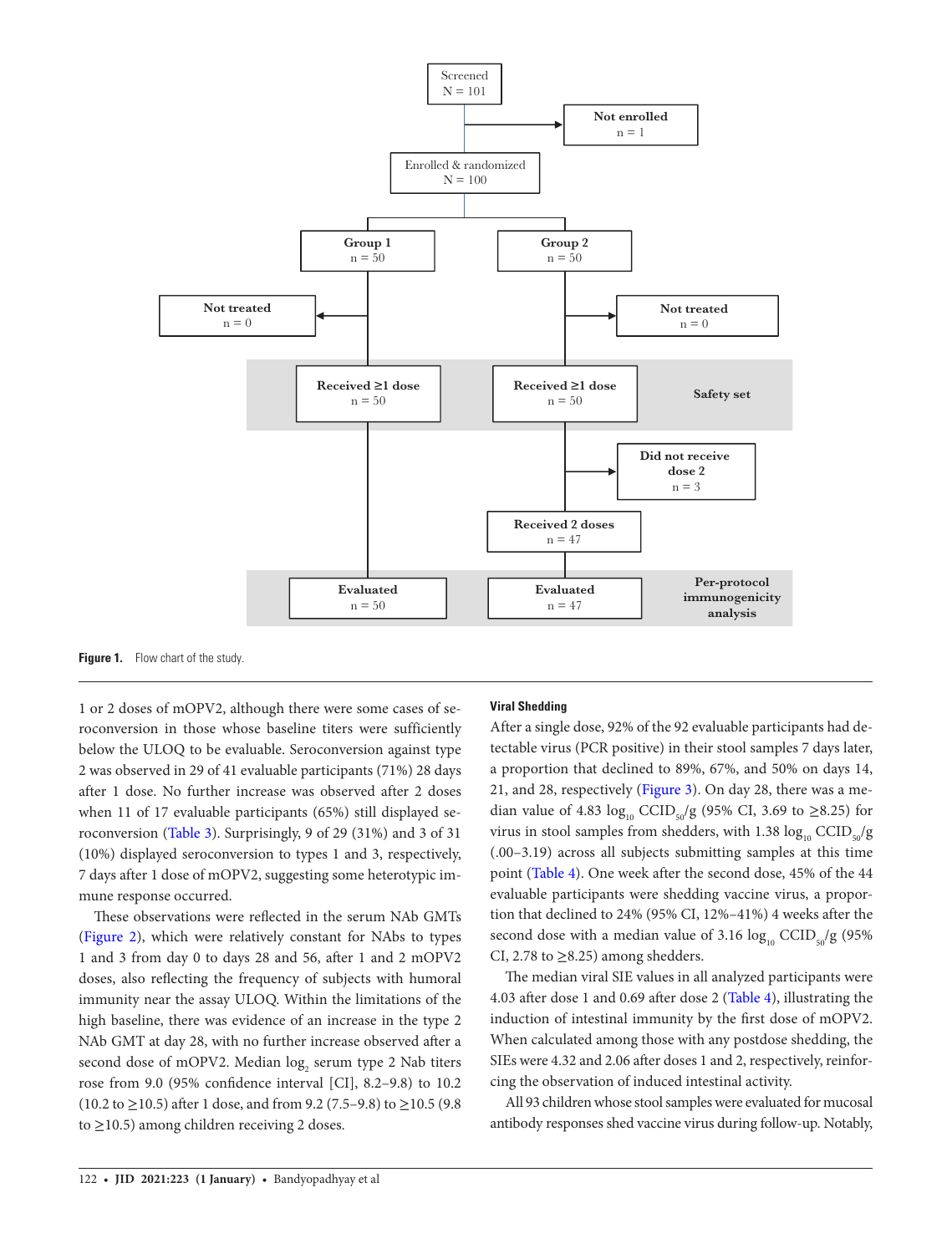Screened
N = 101

Not enrolled
n = 1

Enrolled & randomized
N = 100

Group 1
n = 50

Group 2
n = 50

Not treated
n = 0

Not treated
n = 0

Received ≥1 dose
n = 50

Received ≥1 dose
n = 50

Safety set

Did not receive dose 2
n = 3

Received 2 doses
n = 47

Evaluated
n = 50

Evaluated
n = 47

Per-protocol immunogenicity analysis

**Figure 1.** Flow chart of the study.

1 or 2 doses of mOPV2, although there were some cases of seroconversion in those whose baseline titers were sufficiently below the ULOQ to be evaluable. Seroconversion against type 2 was observed in 29 of 41 evaluable participants (71%) 28 days after 1 dose. No further increase was observed after 2 doses when 11 of 17 evaluable participants (65%) still displayed seroconversion (Table 3). Surprisingly, 9 of 29 (31%) and 3 of 31 (10%) displayed seroconversion to types 1 and 3, respectively, 7 days after 1 dose of mOPV2, suggesting some heterotypic immune response occurred.

These observations were reflected in the serum NAb GMTs (Figure 2), which were relatively constant for NAbs to types 1 and 3 from day 0 to days 28 and 56, after 1 and 2 mOPV2 doses, also reflecting the frequency of subjects with humoral immunity near the assay ULOQ. Within the limitations of the high baseline, there was evidence of an increase in the type 2 NAb GMT at day 28, with no further increase observed after a second dose of mOPV2. Median $\log_2$ serum type 2 Nab titers rose from 9.0 (95% confidence interval [CI], 8.2–9.8) to 10.2 (10.2 to ≥10.5) after 1 dose, and from 9.2 (7.5–9.8) to ≥10.5 (9.8 to ≥10.5) among children receiving 2 doses.

### Viral Shedding

After a single dose, 92% of the 92 evaluable participants had detectable virus (PCR positive) in their stool samples 7 days later, a proportion that declined to 89%, 67%, and 50% on days 14, 21, and 28, respectively (Figure 3). On day 28, there was a median value of 4.83 $\log_{10}$ $CCID_{50}$/g (95% CI, 3.69 to ≥8.25) for virus in stool samples from shedders, with 1.38 $\log_{10}$ $CCID_{50}$/g (.00–3.19) across all subjects submitting samples at this time point (Table 4). One week after the second dose, 45% of the 44 evaluable participants were shedding vaccine virus, a proportion that declined to 24% (95% CI, 12%–41%) 4 weeks after the second dose with a median value of 3.16 $\log_{10}$ $CCID_{50}$/g (95% CI, 2.78 to ≥8.25) among shedders.

The median viral SIE values in all analyzed participants were 4.03 after dose 1 and 0.69 after dose 2 (Table 4), illustrating the induction of intestinal immunity by the first dose of mOPV2. When calculated among those with any postdose shedding, the SIEs were 4.32 and 2.06 after doses 1 and 2, respectively, reinforcing the observation of induced intestinal activity.

All 93 children whose stool samples were evaluated for mucosal antibody responses shed vaccine virus during follow-up. Notably,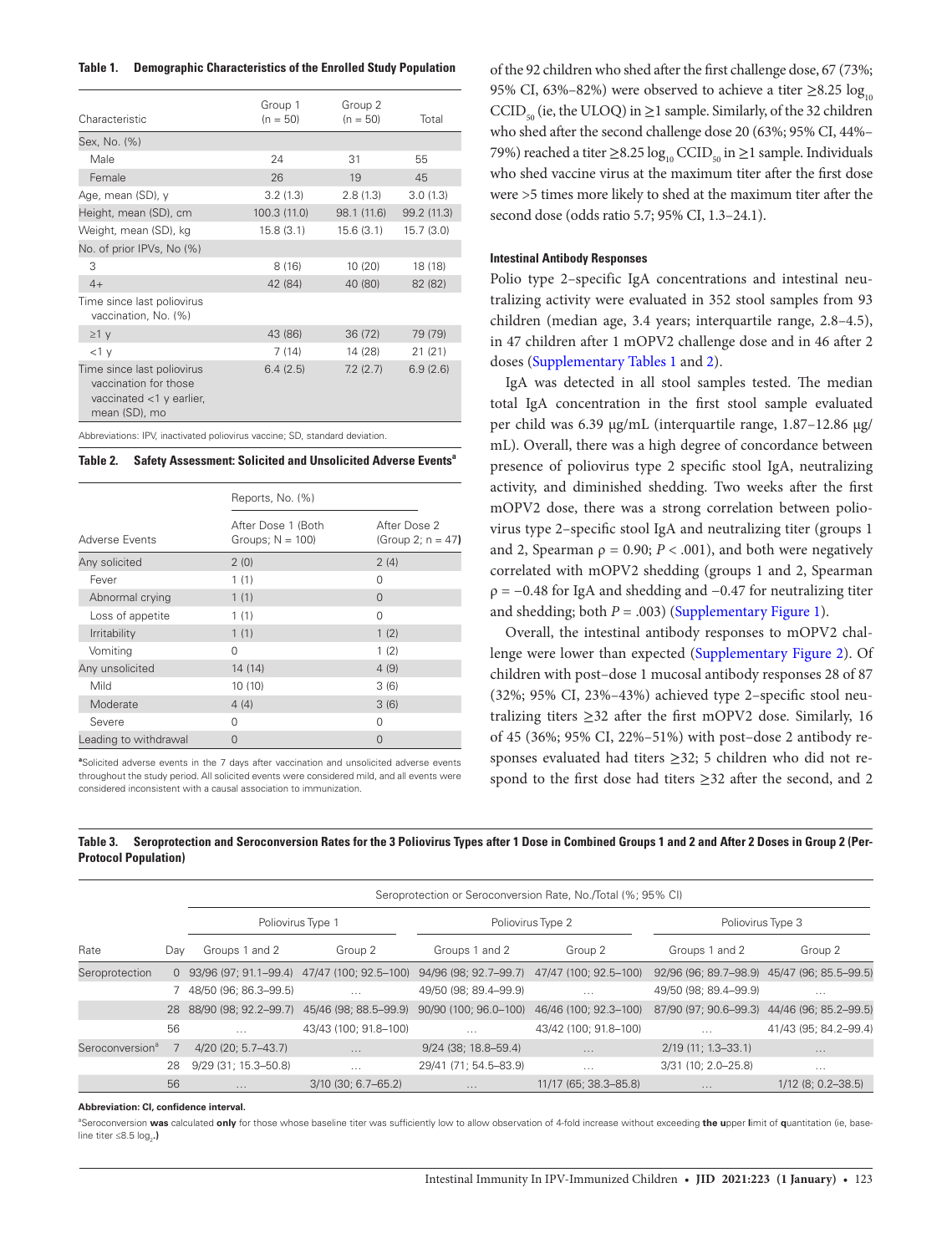**Table 1. Demographic Characteristics of the Enrolled Study Population**

| Characteristic | Group 1 (n = 50) | Group 2 (n = 50) | Total |
|---|---|---|---|
| Sex, No. (%) | | | |
| Male | 24 | 31 | 55 |
| Female | 26 | 19 | 45 |
| Age, mean (SD), y | 3.2 (1.3) | 2.8 (1.3) | 3.0 (1.3) |
| Height, mean (SD), cm | 100.3 (11.0) | 98.1 (11.6) | 99.2 (11.3) |
| Weight, mean (SD), kg | 15.8 (3.1) | 15.6 (3.1) | 15.7 (3.0) |
| No. of prior IPVs, No (%) | | | |
| 3 | 8 (16) | 10 (20) | 18 (18) |
| 4+ | 42 (84) | 40 (80) | 82 (82) |
| Time since last poliovirus vaccination, No. (%) | | | |
| ≥1 y | 43 (86) | 36 (72) | 79 (79) |
| <1 y | 7 (14) | 14 (28) | 21 (21) |
| Time since last poliovirus vaccination for those vaccinated <1 y earlier, mean (SD), mo | 6.4 (2.5) | 7.2 (2.7) | 6.9 (2.6) |

Abbreviations: IPV, inactivated poliovirus vaccine; SD, standard deviation.

**Table 2. Safety Assessment: Solicited and Unsolicited Adverse Events[a]**

| Adverse Events | Reports, No. (%) After Dose 1 (Both Groups; N = 100) | After Dose 2 (Group 2; n = 47) |
|---|---|---|
| Any solicited | 2 (0) | 2 (4) |
| Fever | 1 (1) | 0 |
| Abnormal crying | 1 (1) | 0 |
| Loss of appetite | 1 (1) | 0 |
| Irritability | 1 (1) | 1 (2) |
| Vomiting | 0 | 1 (2) |
| Any unsolicited | 14 (14) | 4 (9) |
| Mild | 10 (10) | 3 (6) |
| Moderate | 4 (4) | 3 (6) |
| Severe | 0 | 0 |
| Leading to withdrawal | 0 | 0 |

[a]Solicited adverse events in the 7 days after vaccination and unsolicited adverse events throughout the study period. All solicited events were considered mild, and all events were considered inconsistent with a causal association to immunization.

of the 92 children who shed after the first challenge dose, 67 (73%; 95% CI, 63%–82%) were observed to achieve a titer ≥8.25 $\log_{10}$ $CCID_{50}$ (ie, the ULOQ) in ≥1 sample. Similarly, of the 32 children who shed after the second challenge dose 20 (63%; 95% CI, 44%–79%) reached a titer ≥8.25 $\log_{10}$ $CCID_{50}$ in ≥1 sample. Individuals who shed vaccine virus at the maximum titer after the first dose were >5 times more likely to shed at the maximum titer after the second dose (odds ratio 5.7; 95% CI, 1.3–24.1).

#### Intestinal Antibody Responses

Polio type 2–specific IgA concentrations and intestinal neutralizing activity were evaluated in 352 stool samples from 93 children (median age, 3.4 years; interquartile range, 2.8–4.5), in 47 children after 1 mOPV2 challenge dose and in 46 after 2 doses (Supplementary Tables 1 and 2).

IgA was detected in all stool samples tested. The median total IgA concentration in the first stool sample evaluated per child was 6.39 μg/mL (interquartile range, 1.87–12.86 μg/mL). Overall, there was a high degree of concordance between presence of poliovirus type 2 specific stool IgA, neutralizing activity, and diminished shedding. Two weeks after the first mOPV2 dose, there was a strong correlation between poliovirus type 2–specific stool IgA and neutralizing titer (groups 1 and 2, Spearman $\rho = 0.90$; $P < .001$), and both were negatively correlated with mOPV2 shedding (groups 1 and 2, Spearman $\rho = -0.48$ for IgA and shedding and −0.47 for neutralizing titer and shedding; both $P = .003$) (Supplementary Figure 1).

Overall, the intestinal antibody responses to mOPV2 challenge were lower than expected (Supplementary Figure 2). Of children with post–dose 1 mucosal antibody responses 28 of 87 (32%; 95% CI, 23%–43%) achieved type 2–specific stool neutralizing titers ≥32 after the first mOPV2 dose. Similarly, 16 of 45 (36%; 95% CI, 22%–51%) with post–dose 2 antibody responses evaluated had titers ≥32; 5 children who did not respond to the first dose had titers ≥32 after the second, and 2

**Table 3. Seroprotection and Seroconversion Rates for the 3 Poliovirus Types after 1 Dose in Combined Groups 1 and 2 and After 2 Doses in Group 2 (Per-Protocol Population)**

| Rate | Day | Poliovirus Type 1: Groups 1 and 2 | Poliovirus Type 1: Group 2 | Poliovirus Type 2: Groups 1 and 2 | Poliovirus Type 2: Group 2 | Poliovirus Type 3: Groups 1 and 2 | Poliovirus Type 3: Group 2 |
|---|---|---|---|---|---|---|---|
| | | Seroprotection or Seroconversion Rate, No./Total (%; 95% CI) | | | | | |
| Seroprotection | 0 | 93/96 (97; 91.1–99.4) | 47/47 (100; 92.5–100) | 94/96 (98; 92.7–99.7) | 47/47 (100; 92.5–100) | 92/96 (96; 89.7–98.9) | 45/47 (96; 85.5–99.5) |
| | 7 | 48/50 (96; 86.3–99.5) | … | 49/50 (98; 89.4–99.9) | … | 49/50 (98; 89.4–99.9) | … |
| | 28 | 88/90 (98; 92.2–99.7) | 45/46 (98; 88.5–99.9) | 90/90 (100; 96.0–100) | 46/46 (100; 92.3–100) | 87/90 (97; 90.6–99.3) | 44/46 (96; 85.2–99.5) |
| | 56 | … | 43/43 (100; 91.8–100) | … | 43/42 (100; 91.8–100) | … | 41/43 (95; 84.2–99.4) |
| Seroconversion[a] | 7 | 4/20 (20; 5.7–43.7) | … | 9/24 (38; 18.8–59.4) | … | 2/19 (11; 1.3–33.1) | … |
| | 28 | 9/29 (31; 15.3–50.8) | … | 29/41 (71; 54.5–83.9) | … | 3/31 (10; 2.0–25.8) | … |
| | 56 | … | 3/10 (30; 6.7–65.2) | … | 11/17 (65; 38.3–85.8) | … | 1/12 (8; 0.2–38.5) |

**Abbreviation: CI, confidence interval.**

[a]Seroconversion **was** calculated **only** for those whose baseline titer was sufficiently low to allow observation of 4-fold increase without exceeding **the u**pper **l**imit of **q**uantitation (ie, baseline titer ≤8.5 $\log_2$.)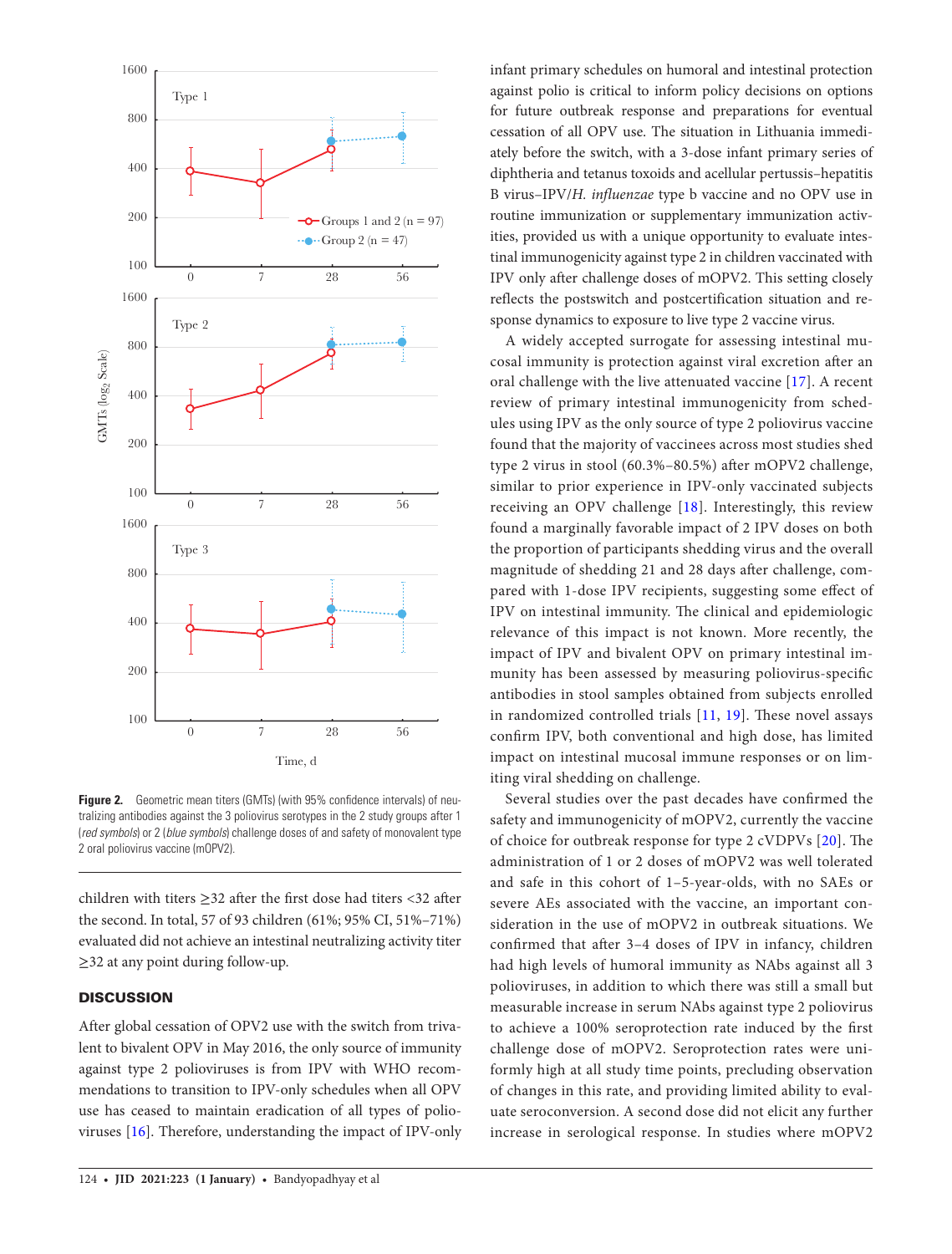**Figure 2.** Geometric mean titers (GMTs) (with 95% confidence intervals) of neutralizing antibodies against the 3 poliovirus serotypes in the 2 study groups after 1 (*red symbols*) or 2 (*blue symbols*) challenge doses of and safety of monovalent type 2 oral poliovirus vaccine (mOPV2).

children with titers ≥32 after the first dose had titers <32 after the second. In total, 57 of 93 children (61%; 95% CI, 51%–71%) evaluated did not achieve an intestinal neutralizing activity titer ≥32 at any point during follow-up.

## DISCUSSION

After global cessation of OPV2 use with the switch from trivalent to bivalent OPV in May 2016, the only source of immunity against type 2 polioviruses is from IPV with WHO recommendations to transition to IPV-only schedules when all OPV use has ceased to maintain eradication of all types of polioviruses [16]. Therefore, understanding the impact of IPV-only infant primary schedules on humoral and intestinal protection against polio is critical to inform policy decisions on options for future outbreak response and preparations for eventual cessation of all OPV use. The situation in Lithuania immediately before the switch, with a 3-dose infant primary series of diphtheria and tetanus toxoids and acellular pertussis–hepatitis B virus–IPV/*H. influenzae* type b vaccine and no OPV use in routine immunization or supplementary immunization activities, provided us with a unique opportunity to evaluate intestinal immunogenicity against type 2 in children vaccinated with IPV only after challenge doses of mOPV2. This setting closely reflects the postswitch and postcertification situation and response dynamics to exposure to live type 2 vaccine virus.

A widely accepted surrogate for assessing intestinal mucosal immunity is protection against viral excretion after an oral challenge with the live attenuated vaccine [17]. A recent review of primary intestinal immunogenicity from schedules using IPV as the only source of type 2 poliovirus vaccine found that the majority of vaccinees across most studies shed type 2 virus in stool (60.3%–80.5%) after mOPV2 challenge, similar to prior experience in IPV-only vaccinated subjects receiving an OPV challenge [18]. Interestingly, this review found a marginally favorable impact of 2 IPV doses on both the proportion of participants shedding virus and the overall magnitude of shedding 21 and 28 days after challenge, compared with 1-dose IPV recipients, suggesting some effect of IPV on intestinal immunity. The clinical and epidemiologic relevance of this impact is not known. More recently, the impact of IPV and bivalent OPV on primary intestinal immunity has been assessed by measuring poliovirus-specific antibodies in stool samples obtained from subjects enrolled in randomized controlled trials [11, 19]. These novel assays confirm IPV, both conventional and high dose, has limited impact on intestinal mucosal immune responses or on limiting viral shedding on challenge.

Several studies over the past decades have confirmed the safety and immunogenicity of mOPV2, currently the vaccine of choice for outbreak response for type 2 cVDPVs [20]. The administration of 1 or 2 doses of mOPV2 was well tolerated and safe in this cohort of 1–5-year-olds, with no SAEs or severe AEs associated with the vaccine, an important consideration in the use of mOPV2 in outbreak situations. We confirmed that after 3–4 doses of IPV in infancy, children had high levels of humoral immunity as NAbs against all 3 polioviruses, in addition to which there was still a small but measurable increase in serum NAbs against type 2 poliovirus to achieve a 100% seroprotection rate induced by the first challenge dose of mOPV2. Seroprotection rates were uniformly high at all study time points, precluding observation of changes in this rate, and providing limited ability to evaluate seroconversion. A second dose did not elicit any further increase in serological response. In studies where mOPV2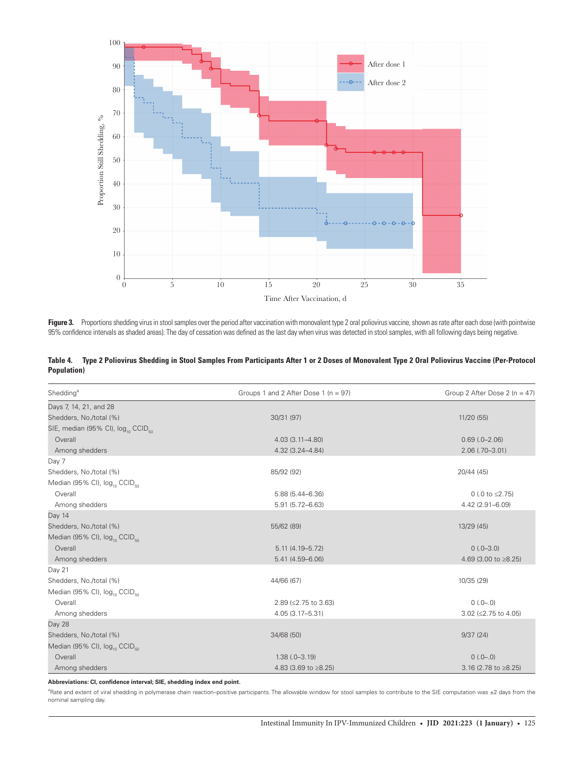**Figure 3.** Proportions shedding virus in stool samples over the period after vaccination with monovalent type 2 oral poliovirus vaccine, shown as rate after each dose (with pointwise 95% confidence intervals as shaded areas). The day of cessation was defined as the last day when virus was detected in stool samples, with all following days being negative.

**Table 4. Type 2 Poliovirus Shedding in Stool Samples From Participants After 1 or 2 Doses of Monovalent Type 2 Oral Poliovirus Vaccine (Per-Protocol Population)**

| Shedding[a] | Groups 1 and 2 After Dose 1 (n = 97) | Group 2 After Dose 2 (n = 47) |
|---|---|---|
| Days 7, 14, 21, and 28 | | |
| Shedders, No./total (%) | 30/31 (97) | 11/20 (55) |
| SIE, median (95% CI), $\log_{10}$ $CCID_{50}$ | | |
| Overall | 4.03 (3.11–4.80) | 0.69 (.0–2.06) |
| Among shedders | 4.32 (3.24–4.84) | 2.06 (.70–3.01) |
| Day 7 | | |
| Shedders, No./total (%) | 85/92 (92) | 20/44 (45) |
| Median (95% CI), $\log_{10}$ $CCID_{50}$ | | |
| Overall | 5.88 (5.44–6.36) | 0 (.0 to ≤2.75) |
| Among shedders | 5.91 (5.72–6.63) | 4.42 (2.91–6.09) |
| Day 14 | | |
| Shedders, No./total (%) | 55/62 (89) | 13/29 (45) |
| Median (95% CI), $\log_{10}$ $CCID_{50}$ | | |
| Overall | 5.11 (4.19–5.72) | 0 (.0–3.0) |
| Among shedders | 5.41 (4.59–6.06) | 4.69 (3.00 to ≥8.25) |
| Day 21 | | |
| Shedders, No./total (%) | 44/66 (67) | 10/35 (29) |
| Median (95% CI), $\log_{10}$ $CCID_{50}$ | | |
| Overall | 2.89 (≤2.75 to 3.63) | 0 (.0–.0) |
| Among shedders | 4.05 (3.17–5.31) | 3.02 (≤2.75 to 4.05) |
| Day 28 | | |
| Shedders, No./total (%) | 34/68 (50) | 9/37 (24) |
| Median (95% CI), $\log_{10}$ $CCID_{50}$ | | |
| Overall | 1.38 (.0–3.19) | 0 (.0–.0) |
| Among shedders | 4.83 (3.69 to ≥8.25) | 3.16 (2.78 to ≥8.25) |

**Abbreviations: CI, confidence interval; SIE, shedding index end point.**

[a]Rate and extent of viral shedding in polymerase chain reaction–positive participants. The allowable window for stool samples to contribute to the SIE computation was ±2 days from the nominal sampling day.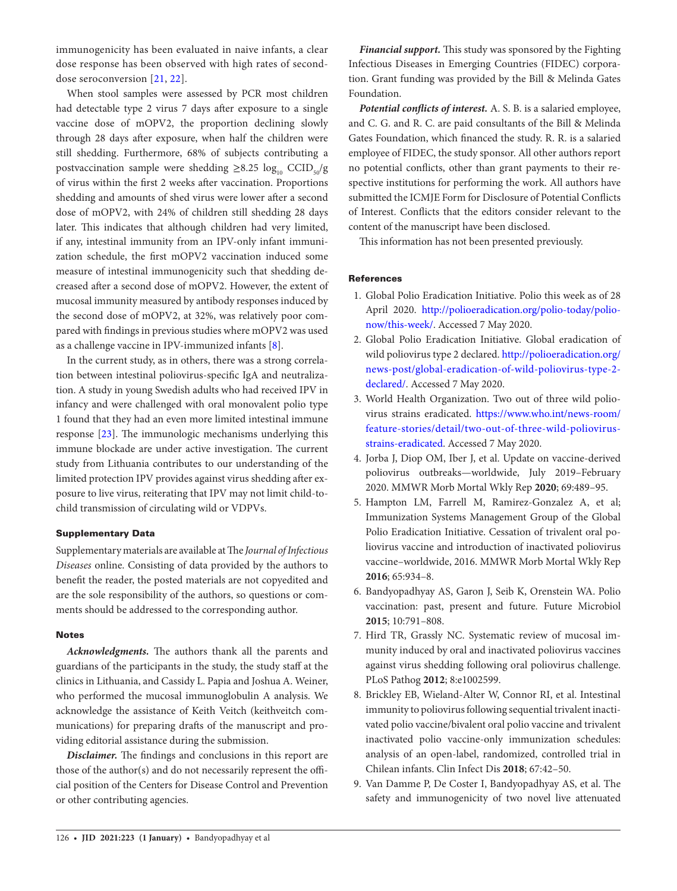immunogenicity has been evaluated in naive infants, a clear dose response has been observed with high rates of second-dose seroconversion [21, 22].

When stool samples were assessed by PCR most children had detectable type 2 virus 7 days after exposure to a single vaccine dose of mOPV2, the proportion declining slowly through 28 days after exposure, when half the children were still shedding. Furthermore, 68% of subjects contributing a postvaccination sample were shedding $\geq 8.25 \log_{10} CCID_{50}/g$ of virus within the first 2 weeks after vaccination. Proportions shedding and amounts of shed virus were lower after a second dose of mOPV2, with 24% of children still shedding 28 days later. This indicates that although children had very limited, if any, intestinal immunity from an IPV-only infant immunization schedule, the first mOPV2 vaccination induced some measure of intestinal immunogenicity such that shedding decreased after a second dose of mOPV2. However, the extent of mucosal immunity measured by antibody responses induced by the second dose of mOPV2, at 32%, was relatively poor compared with findings in previous studies where mOPV2 was used as a challenge vaccine in IPV-immunized infants [8].

In the current study, as in others, there was a strong correlation between intestinal poliovirus-specific IgA and neutralization. A study in young Swedish adults who had received IPV in infancy and were challenged with oral monovalent polio type 1 found that they had an even more limited intestinal immune response [23]. The immunologic mechanisms underlying this immune blockade are under active investigation. The current study from Lithuania contributes to our understanding of the limited protection IPV provides against virus shedding after exposure to live virus, reiterating that IPV may not limit child-to-child transmission of circulating wild or VDPVs.

## Supplementary Data

Supplementary materials are available at The *Journal of Infectious Diseases* online. Consisting of data provided by the authors to benefit the reader, the posted materials are not copyedited and are the sole responsibility of the authors, so questions or comments should be addressed to the corresponding author.

## Notes

***Acknowledgments.*** The authors thank all the parents and guardians of the participants in the study, the study staff at the clinics in Lithuania, and Cassidy L. Papia and Joshua A. Weiner, who performed the mucosal immunoglobulin A analysis. We acknowledge the assistance of Keith Veitch (keithveitch communications) for preparing drafts of the manuscript and providing editorial assistance during the submission.

***Disclaimer.*** The findings and conclusions in this report are those of the author(s) and do not necessarily represent the official position of the Centers for Disease Control and Prevention or other contributing agencies.

***Financial support.*** This study was sponsored by the Fighting Infectious Diseases in Emerging Countries (FIDEC) corporation. Grant funding was provided by the Bill & Melinda Gates Foundation.

***Potential conflicts of interest.*** A. S. B. is a salaried employee, and C. G. and R. C. are paid consultants of the Bill & Melinda Gates Foundation, which financed the study. R. R. is a salaried employee of FIDEC, the study sponsor. All other authors report no potential conflicts, other than grant payments to their respective institutions for performing the work. All authors have submitted the ICMJE Form for Disclosure of Potential Conflicts of Interest. Conflicts that the editors consider relevant to the content of the manuscript have been disclosed.

This information has not been presented previously.

## References

1. Global Polio Eradication Initiative. Polio this week as of 28 April 2020. http://polioeradication.org/polio-today/polio-now/this-week/. Accessed 7 May 2020.
2. Global Polio Eradication Initiative. Global eradication of wild poliovirus type 2 declared. http://polioeradication.org/news-post/global-eradication-of-wild-poliovirus-type-2-declared/. Accessed 7 May 2020.
3. World Health Organization. Two out of three wild poliovirus strains eradicated. https://www.who.int/news-room/feature-stories/detail/two-out-of-three-wild-poliovirus-strains-eradicated. Accessed 7 May 2020.
4. Jorba J, Diop OM, Iber J, et al. Update on vaccine-derived poliovirus outbreaks—worldwide, July 2019–February 2020. MMWR Morb Mortal Wkly Rep **2020**; 69:489–95.
5. Hampton LM, Farrell M, Ramirez-Gonzalez A, et al; Immunization Systems Management Group of the Global Polio Eradication Initiative. Cessation of trivalent oral poliovirus vaccine and introduction of inactivated poliovirus vaccine–worldwide, 2016. MMWR Morb Mortal Wkly Rep **2016**; 65:934–8.
6. Bandyopadhyay AS, Garon J, Seib K, Orenstein WA. Polio vaccination: past, present and future. Future Microbiol **2015**; 10:791–808.
7. Hird TR, Grassly NC. Systematic review of mucosal immunity induced by oral and inactivated poliovirus vaccines against virus shedding following oral poliovirus challenge. PLoS Pathog **2012**; 8:e1002599.
8. Brickley EB, Wieland-Alter W, Connor RI, et al. Intestinal immunity to poliovirus following sequential trivalent inactivated polio vaccine/bivalent oral polio vaccine and trivalent inactivated polio vaccine-only immunization schedules: analysis of an open-label, randomized, controlled trial in Chilean infants. Clin Infect Dis **2018**; 67:42–50.
9. Van Damme P, De Coster I, Bandyopadhyay AS, et al. The safety and immunogenicity of two novel live attenuated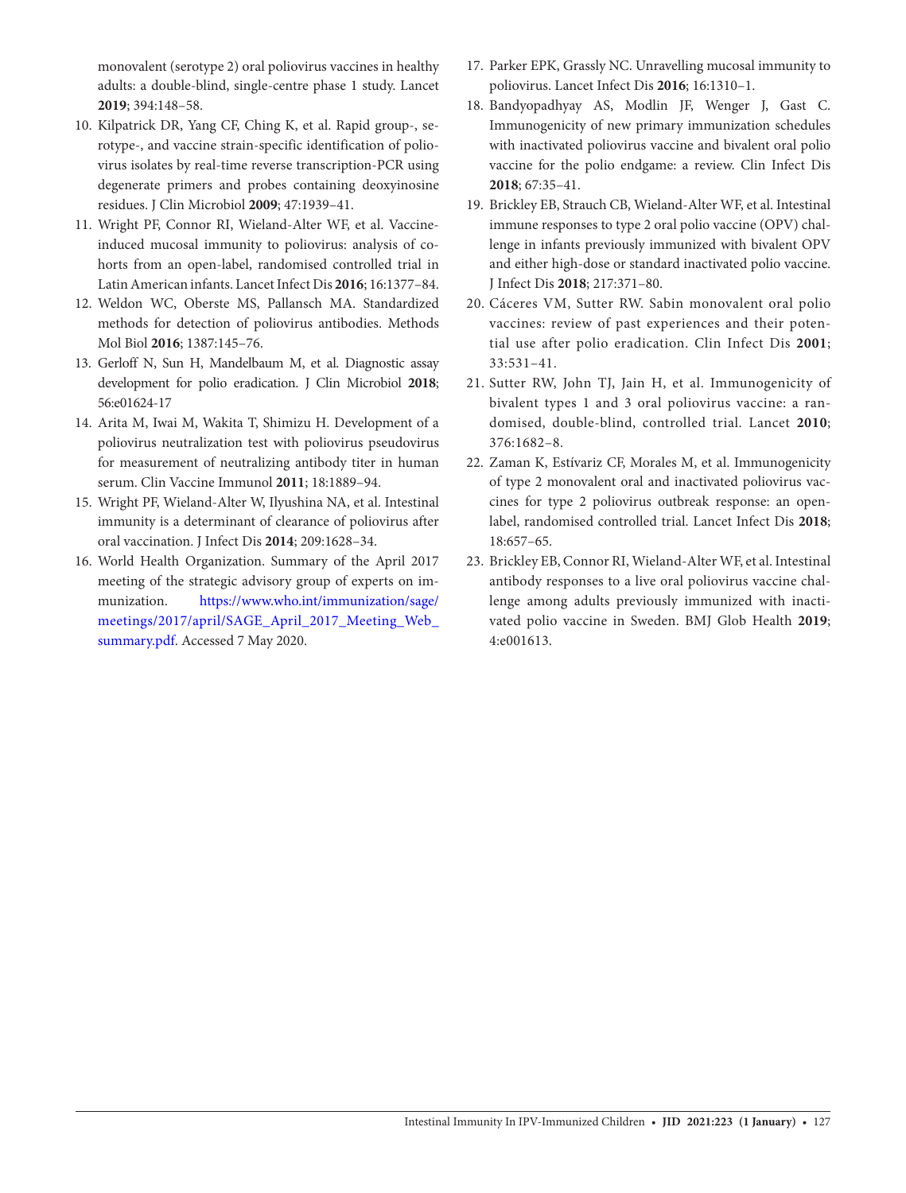monovalent (serotype 2) oral poliovirus vaccines in healthy adults: a double-blind, single-centre phase 1 study. Lancet **2019**; 394:148–58.

10. Kilpatrick DR, Yang CF, Ching K, et al. Rapid group-, serotype-, and vaccine strain-specific identification of poliovirus isolates by real-time reverse transcription-PCR using degenerate primers and probes containing deoxyinosine residues. J Clin Microbiol **2009**; 47:1939–41.
11. Wright PF, Connor RI, Wieland-Alter WF, et al. Vaccine-induced mucosal immunity to poliovirus: analysis of cohorts from an open-label, randomised controlled trial in Latin American infants. Lancet Infect Dis **2016**; 16:1377–84.
12. Weldon WC, Oberste MS, Pallansch MA. Standardized methods for detection of poliovirus antibodies. Methods Mol Biol **2016**; 1387:145–76.
13. Gerloff N, Sun H, Mandelbaum M, et al. Diagnostic assay development for polio eradication. J Clin Microbiol **2018**; 56:e01624-17
14. Arita M, Iwai M, Wakita T, Shimizu H. Development of a poliovirus neutralization test with poliovirus pseudovirus for measurement of neutralizing antibody titer in human serum. Clin Vaccine Immunol **2011**; 18:1889–94.
15. Wright PF, Wieland-Alter W, Ilyushina NA, et al. Intestinal immunity is a determinant of clearance of poliovirus after oral vaccination. J Infect Dis **2014**; 209:1628–34.
16. World Health Organization. Summary of the April 2017 meeting of the strategic advisory group of experts on immunization. https://www.who.int/immunization/sage/meetings/2017/april/SAGE_April_2017_Meeting_Web_summary.pdf. Accessed 7 May 2020.
17. Parker EPK, Grassly NC. Unravelling mucosal immunity to poliovirus. Lancet Infect Dis **2016**; 16:1310–1.
18. Bandyopadhyay AS, Modlin JF, Wenger J, Gast C. Immunogenicity of new primary immunization schedules with inactivated poliovirus vaccine and bivalent oral polio vaccine for the polio endgame: a review. Clin Infect Dis **2018**; 67:35–41.
19. Brickley EB, Strauch CB, Wieland-Alter WF, et al. Intestinal immune responses to type 2 oral polio vaccine (OPV) challenge in infants previously immunized with bivalent OPV and either high-dose or standard inactivated polio vaccine. J Infect Dis **2018**; 217:371–80.
20. Cáceres VM, Sutter RW. Sabin monovalent oral polio vaccines: review of past experiences and their potential use after polio eradication. Clin Infect Dis **2001**; 33:531–41.
21. Sutter RW, John TJ, Jain H, et al. Immunogenicity of bivalent types 1 and 3 oral poliovirus vaccine: a randomised, double-blind, controlled trial. Lancet **2010**; 376:1682–8.
22. Zaman K, Estívariz CF, Morales M, et al. Immunogenicity of type 2 monovalent oral and inactivated poliovirus vaccines for type 2 poliovirus outbreak response: an open-label, randomised controlled trial. Lancet Infect Dis **2018**; 18:657–65.
23. Brickley EB, Connor RI, Wieland-Alter WF, et al. Intestinal antibody responses to a live oral poliovirus vaccine challenge among adults previously immunized with inactivated polio vaccine in Sweden. BMJ Glob Health **2019**; 4:e001613.